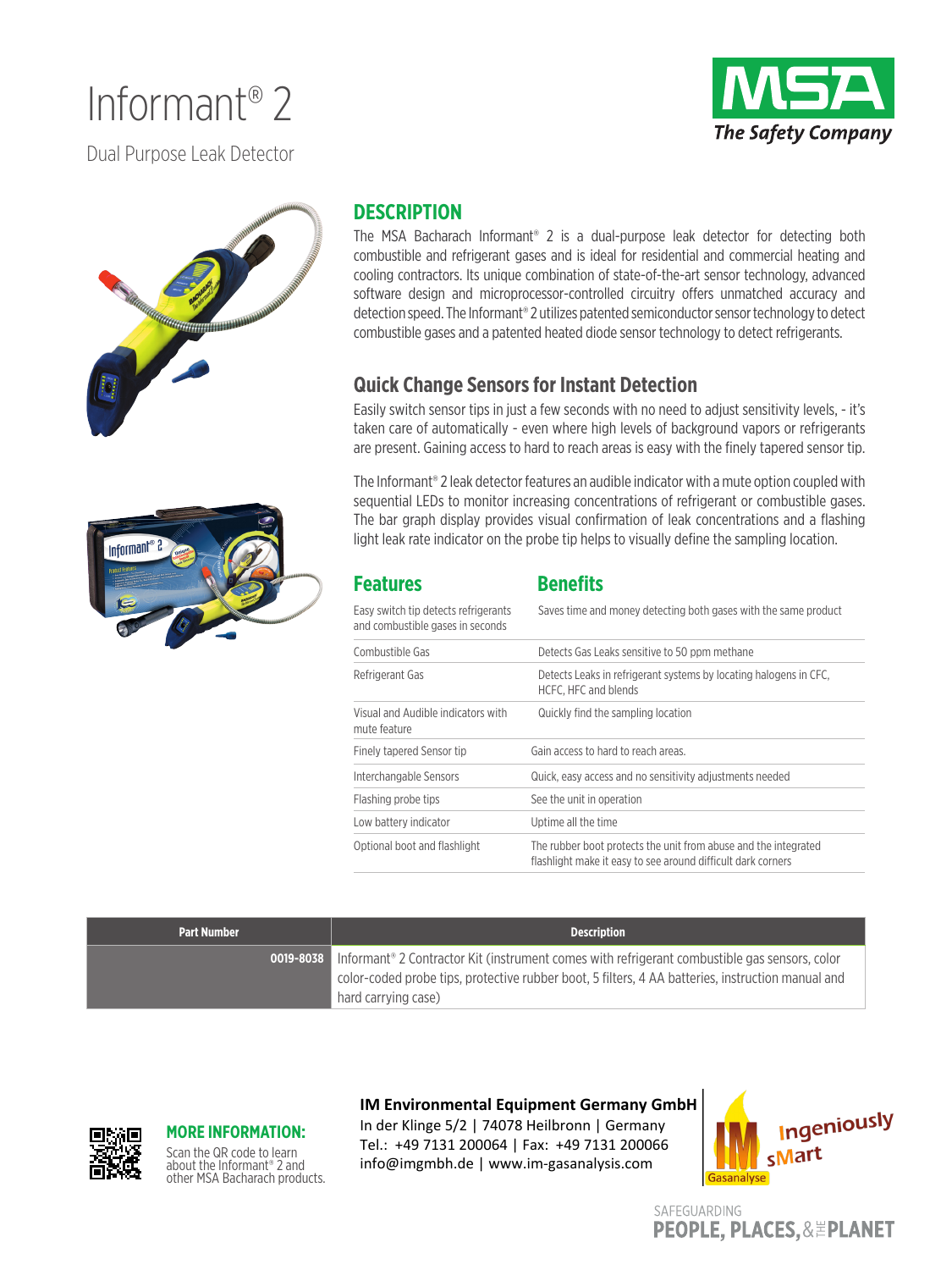# Informant® 2

Dual Purpose Leak Detector

MSA
*The Safety Company*

## DESCRIPTION

The MSA Bacharach Informant® 2 is a dual-purpose leak detector for detecting both combustible and refrigerant gases and is ideal for residential and commercial heating and cooling contractors. Its unique combination of state-of-the-art sensor technology, advanced software design and microprocessor-controlled circuitry offers unmatched accuracy and detection speed. The Informant® 2 utilizes patented semiconductor sensor technology to detect combustible gases and a patented heated diode sensor technology to detect refrigerants.

## Quick Change Sensors for Instant Detection

Easily switch sensor tips in just a few seconds with no need to adjust sensitivity levels, - it's taken care of automatically - even where high levels of background vapors or refrigerants are present. Gaining access to hard to reach areas is easy with the finely tapered sensor tip.

The Informant® 2 leak detector features an audible indicator with a mute option coupled with sequential LEDs to monitor increasing concentrations of refrigerant or combustible gases. The bar graph display provides visual confirmation of leak concentrations and a flashing light leak rate indicator on the probe tip helps to visually define the sampling location.

| Features | Benefits |
|---|---|
| Easy switch tip detects refrigerants and combustible gases in seconds | Saves time and money detecting both gases with the same product |
| Combustible Gas | Detects Gas Leaks sensitive to 50 ppm methane |
| Refrigerant Gas | Detects Leaks in refrigerant systems by locating halogens in CFC, HCFC, HFC and blends |
| Visual and Audible indicators with mute feature | Quickly find the sampling location |
| Finely tapered Sensor tip | Gain access to hard to reach areas. |
| Interchangable Sensors | Quick, easy access and no sensitivity adjustments needed |
| Flashing probe tips | See the unit in operation |
| Low battery indicator | Uptime all the time |
| Optional boot and flashlight | The rubber boot protects the unit from abuse and the integrated flashlight make it easy to see around difficult dark corners |

| Part Number | Description |
|---|---|
| 0019-8038 | Informant® 2 Contractor Kit (instrument comes with refrigerant combustible gas sensors, color color-coded probe tips, protective rubber boot, 5 filters, 4 AA batteries, instruction manual and hard carrying case) |

**MORE INFORMATION:**

Scan the QR code to learn about the Informant® 2 and other MSA Bacharach products.

**IM Environmental Equipment Germany GmbH**
In der Klinge 5/2 | 74078 Heilbronn | Germany
Tel.: +49 7131 200064 | Fax: +49 7131 200066
info@imgmbh.de | www.im-gasanalysis.com

Ingeniously sMart
Gasanalyse

SAFEGUARDING
PEOPLE, PLACES, & THE PLANET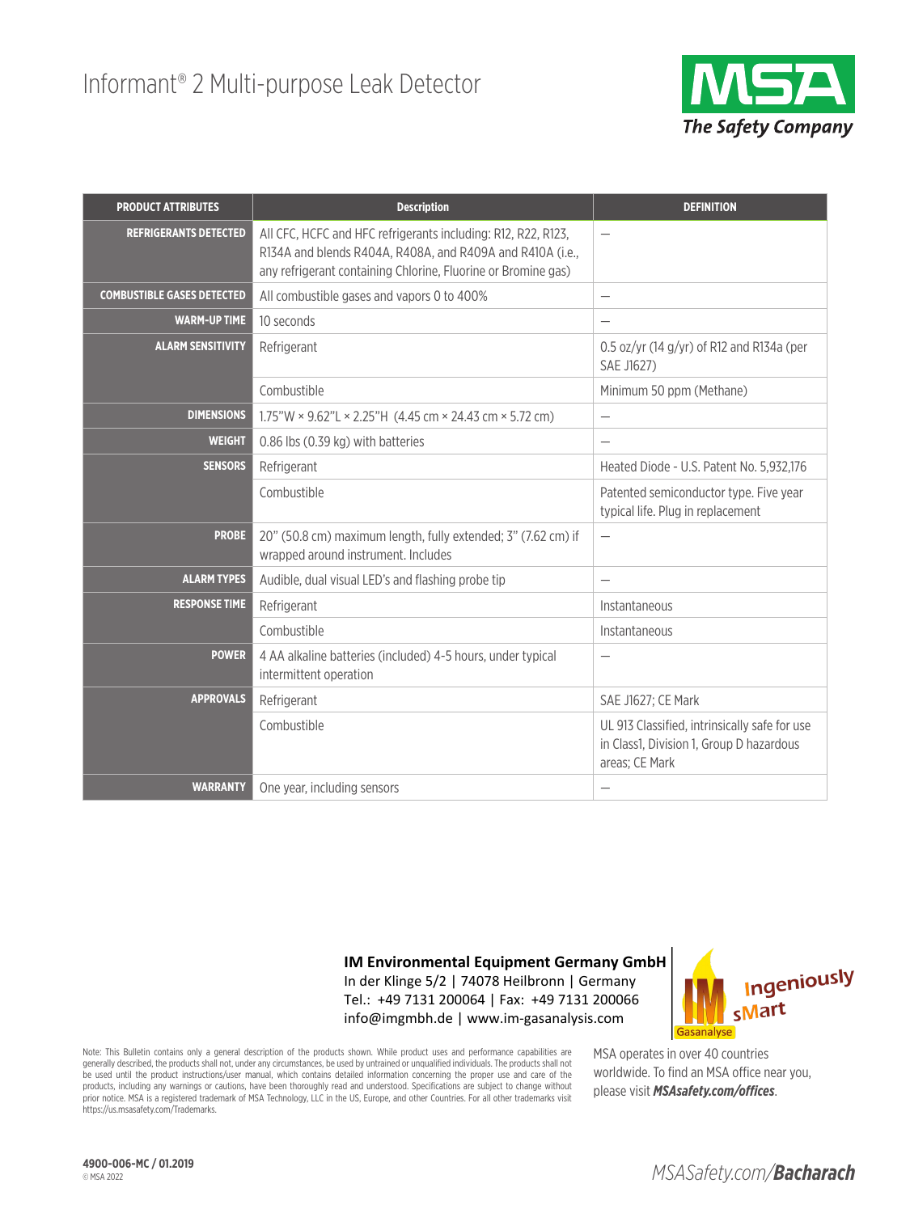# Informant® 2 Multi-purpose Leak Detector

| PRODUCT ATTRIBUTES | Description | DEFINITION |
|---|---|---|
| REFRIGERANTS DETECTED | All CFC, HCFC and HFC refrigerants including: R12, R22, R123, R134A and blends R404A, R408A, and R409A and R410A (i.e., any refrigerant containing Chlorine, Fluorine or Bromine gas) | — |
| COMBUSTIBLE GASES DETECTED | All combustible gases and vapors 0 to 400% | — |
| WARM-UP TIME | 10 seconds | — |
| ALARM SENSITIVITY | Refrigerant | 0.5 oz/yr (14 g/yr) of R12 and R134a (per SAE J1627) |
| | Combustible | Minimum 50 ppm (Methane) |
| DIMENSIONS | 1.75"W × 9.62"L × 2.25"H (4.45 cm × 24.43 cm × 5.72 cm) | — |
| WEIGHT | 0.86 lbs (0.39 kg) with batteries | — |
| SENSORS | Refrigerant | Heated Diode - U.S. Patent No. 5,932,176 |
| | Combustible | Patented semiconductor type. Five year typical life. Plug in replacement |
| PROBE | 20" (50.8 cm) maximum length, fully extended; 3" (7.62 cm) if wrapped around instrument. Includes | — |
| ALARM TYPES | Audible, dual visual LED's and flashing probe tip | — |
| RESPONSE TIME | Refrigerant | Instantaneous |
| | Combustible | Instantaneous |
| POWER | 4 AA alkaline batteries (included) 4-5 hours, under typical intermittent operation | — |
| APPROVALS | Refrigerant | SAE J1627; CE Mark |
| | Combustible | UL 913 Classified, intrinsically safe for use in Class1, Division 1, Group D hazardous areas; CE Mark |
| WARRANTY | One year, including sensors | — |

**IM Environmental Equipment Germany GmbH**
In der Klinge 5/2 | 74078 Heilbronn | Germany
Tel.: +49 7131 200064 | Fax: +49 7131 200066
info@imgmbh.de | www.im-gasanalysis.com

Ingeniously sMart
Gasanalyse

Note: This Bulletin contains only a general description of the products shown. While product uses and performance capabilities are generally described, the products shall not, under any circumstances, be used by untrained or unqualified individuals. The products shall not be used until the product instructions/user manual, which contains detailed information concerning the proper use and care of the products, including any warnings or cautions, have been thoroughly read and understood. Specifications are subject to change without prior notice. MSA is a registered trademark of MSA Technology, LLC in the US, Europe, and other Countries. For all other trademarks visit https://us.msasafety.com/Trademarks.

MSA operates in over 40 countries worldwide. To find an MSA office near you, please visit ***MSAsafety.com/offices***.

**4900-006-MC / 01.2019**
© MSA 2022

*MSASafety.com/**Bacharach***